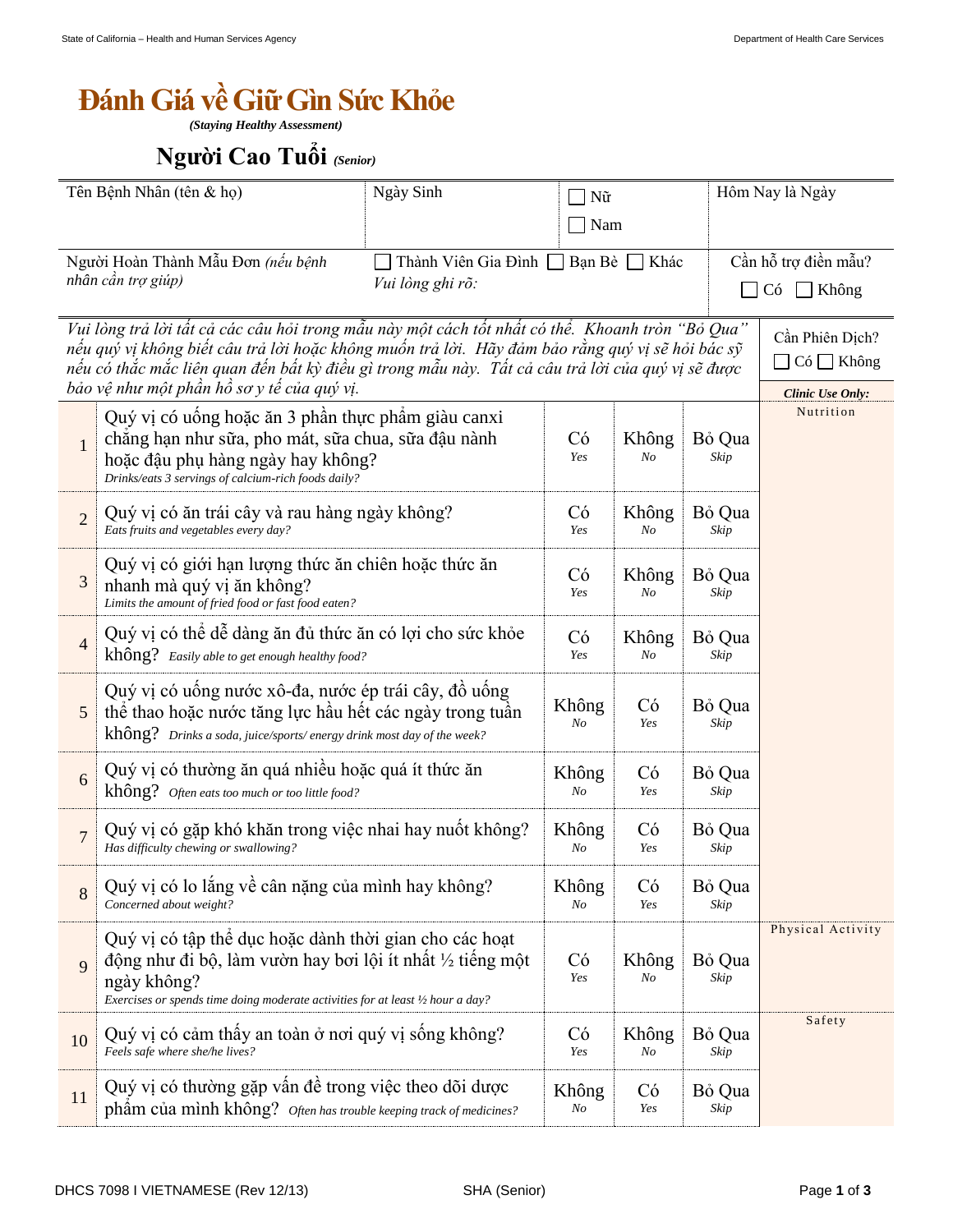# Đánh Giá về Giữ Gìn Sức Khỏe

*(Staying Healthy Assessment)*

## Người Cao Tuổi *(Senior)*

| Tên Bệnh Nhân (tên & họ) | Ngày Sinh | ☐ Nữ ☐ Nam | Hôm Nay là Ngày |
|---|---|---|---|
| Người Hoàn Thành Mẫu Đơn *(nếu bệnh nhân cần trợ giúp)* | ☐ Thành Viên Gia Đình ☐ Bạn Bè ☐ Khác *Vui lòng ghi rõ:* | | Cần hỗ trợ điền mẫu? ☐ Có ☐ Không |

*Vui lòng trả lời tất cả các câu hỏi trong mẫu này một cách tốt nhất có thể. Khoanh tròn "Bỏ Qua" nếu quý vị không biết câu trả lời hoặc không muốn trả lời. Hãy đảm bảo rằng quý vị sẽ hỏi bác sỹ nếu có thắc mắc liên quan đến bất kỳ điều gì trong mẫu này. Tất cả câu trả lời của quý vị sẽ được bảo vệ như một phần hồ sơ y tế của quý vị.*

Cần Phiên Dịch? ☐ Có ☐ Không

| # | Câu hỏi | | | | ***Clinic Use Only:*** |
|---|---|---|---|---|---|
| 1 | Quý vị có uống hoặc ăn 3 phần thực phẩm giàu canxi chẳng hạn như sữa, pho mát, sữa chua, sữa đậu nành hoặc đậu phụ hàng ngày hay không? *Drinks/eats 3 servings of calcium-rich foods daily?* | Có *Yes* | Không *No* | Bỏ Qua *Skip* | Nutrition |
| 2 | Quý vị có ăn trái cây và rau hàng ngày không? *Eats fruits and vegetables every day?* | Có *Yes* | Không *No* | Bỏ Qua *Skip* | |
| 3 | Quý vị có giới hạn lượng thức ăn chiên hoặc thức ăn nhanh mà quý vị ăn không? *Limits the amount of fried food or fast food eaten?* | Có *Yes* | Không *No* | Bỏ Qua *Skip* | |
| 4 | Quý vị có thể dễ dàng ăn đủ thức ăn có lợi cho sức khỏe không? *Easily able to get enough healthy food?* | Có *Yes* | Không *No* | Bỏ Qua *Skip* | |
| 5 | Quý vị có uống nước xô-đa, nước ép trái cây, đồ uống thể thao hoặc nước tăng lực hầu hết các ngày trong tuần không? *Drinks a soda, juice/sports/ energy drink most day of the week?* | Không *No* | Có *Yes* | Bỏ Qua *Skip* | |
| 6 | Quý vị có thường ăn quá nhiều hoặc quá ít thức ăn không? *Often eats too much or too little food?* | Không *No* | Có *Yes* | Bỏ Qua *Skip* | |
| 7 | Quý vị có gặp khó khăn trong việc nhai hay nuốt không? *Has difficulty chewing or swallowing?* | Không *No* | Có *Yes* | Bỏ Qua *Skip* | |
| 8 | Quý vị có lo lắng về cân nặng của mình hay không? *Concerned about weight?* | Không *No* | Có *Yes* | Bỏ Qua *Skip* | |
| 9 | Quý vị có tập thể dục hoặc dành thời gian cho các hoạt động như đi bộ, làm vườn hay bơi lội ít nhất ½ tiếng một ngày không? *Exercises or spends time doing moderate activities for at least ½ hour a day?* | Có *Yes* | Không *No* | Bỏ Qua *Skip* | Physical Activity |
| 10 | Quý vị có cảm thấy an toàn ở nơi quý vị sống không? *Feels safe where she/he lives?* | Có *Yes* | Không *No* | Bỏ Qua *Skip* | Safety |
| 11 | Quý vị có thường gặp vấn đề trong việc theo dõi dược phẩm của mình không? *Often has trouble keeping track of medicines?* | Không *No* | Có *Yes* | Bỏ Qua *Skip* | |

DHCS 7098 I VIETNAMESE (Rev 12/13) SHA (Senior)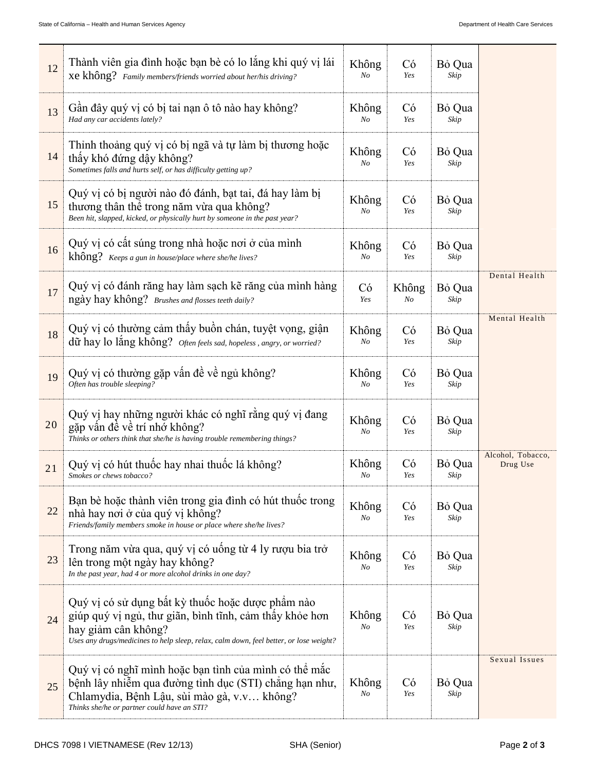| # | Question | | | | |
|---|---|---|---|---|---|
| 12 | Thành viên gia đình hoặc bạn bè có lo lắng khi quý vị lái xe không? *Family members/friends worried about her/his driving?* | Không *No* | Có *Yes* | Bỏ Qua *Skip* | |
| 13 | Gần đây quý vị có bị tai nạn ô tô nào hay không? *Had any car accidents lately?* | Không *No* | Có *Yes* | Bỏ Qua *Skip* | |
| 14 | Thỉnh thoảng quý vị có bị ngã và tự làm bị thương hoặc thấy khó đứng dậy không? *Sometimes falls and hurts self, or has difficulty getting up?* | Không *No* | Có *Yes* | Bỏ Qua *Skip* | |
| 15 | Quý vị có bị người nào đó đánh, bạt tai, đá hay làm bị thương thân thể trong năm vừa qua không? *Been hit, slapped, kicked, or physically hurt by someone in the past year?* | Không *No* | Có *Yes* | Bỏ Qua *Skip* | |
| 16 | Quý vị có cất súng trong nhà hoặc nơi ở của mình không? *Keeps a gun in house/place where she/he lives?* | Không *No* | Có *Yes* | Bỏ Qua *Skip* | |
| 17 | Quý vị có đánh răng hay làm sạch kẽ răng của mình hàng ngày hay không? *Brushes and flosses teeth daily?* | Có *Yes* | Không *No* | Bỏ Qua *Skip* | Dental Health |
| 18 | Quý vị có thường cảm thấy buồn chán, tuyệt vọng, giận dữ hay lo lắng không? *Often feels sad, hopeless , angry, or worried?* | Không *No* | Có *Yes* | Bỏ Qua *Skip* | Mental Health |
| 19 | Quý vị có thường gặp vấn đề về ngủ không? *Often has trouble sleeping?* | Không *No* | Có *Yes* | Bỏ Qua *Skip* | |
| 20 | Quý vị hay những người khác có nghĩ rằng quý vị đang gặp vấn đề về trí nhớ không? *Thinks or others think that she/he is having trouble remembering things?* | Không *No* | Có *Yes* | Bỏ Qua *Skip* | |
| 21 | Quý vị có hút thuốc hay nhai thuốc lá không? *Smokes or chews tobacco?* | Không *No* | Có *Yes* | Bỏ Qua *Skip* | Alcohol, Tobacco, Drug Use |
| 22 | Bạn bè hoặc thành viên trong gia đình có hút thuốc trong nhà hay nơi ở của quý vị không? *Friends/family members smoke in house or place where she/he lives?* | Không *No* | Có *Yes* | Bỏ Qua *Skip* | |
| 23 | Trong năm vừa qua, quý vị có uống từ 4 ly rượu bia trở lên trong một ngày hay không? *In the past year, had 4 or more alcohol drinks in one day?* | Không *No* | Có *Yes* | Bỏ Qua *Skip* | |
| 24 | Quý vị có sử dụng bất kỳ thuốc hoặc dược phẩm nào giúp quý vị ngủ, thư giãn, bình tĩnh, cảm thấy khỏe hơn hay giảm cân không? *Uses any drugs/medicines to help sleep, relax, calm down, feel better, or lose weight?* | Không *No* | Có *Yes* | Bỏ Qua *Skip* | |
| 25 | Quý vị có nghĩ mình hoặc bạn tình của mình có thể mắc bệnh lây nhiễm qua đường tình dục (STI) chẳng hạn như, Chlamydia, Bệnh Lậu, sùi mào gà, v.v… không? *Thinks she/he or partner could have an STI?* | Không *No* | Có *Yes* | Bỏ Qua *Skip* | Sexual Issues |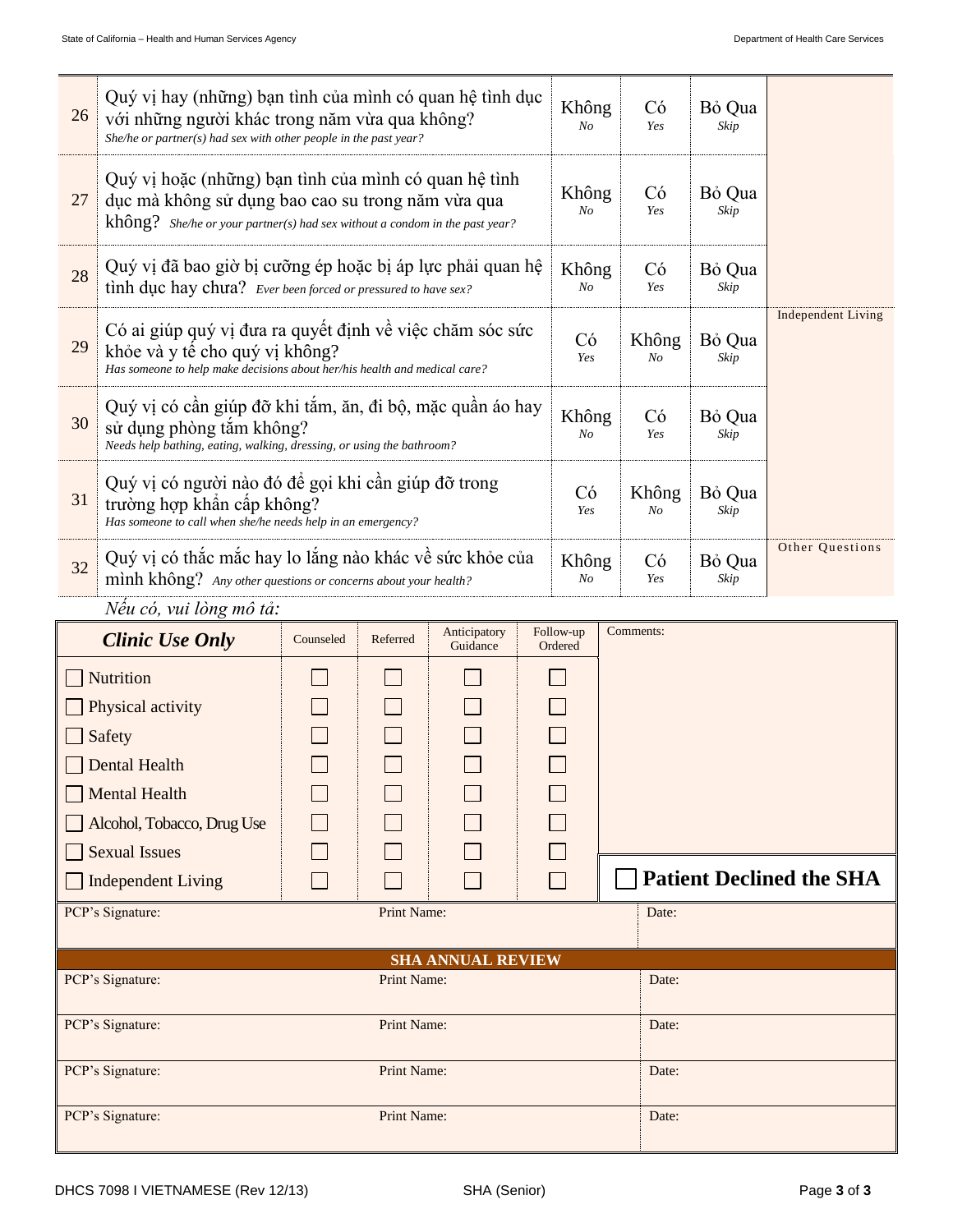| | | | | | |
|---|---|---|---|---|---|
| 26 | Quý vị hay (những) bạn tình của mình có quan hệ tình dục với những người khác trong năm vừa qua không? *She/he or partner(s) had sex with other people in the past year?* | Không *No* | Có *Yes* | Bỏ Qua *Skip* | |
| 27 | Quý vị hoặc (những) bạn tình của mình có quan hệ tình dục mà không sử dụng bao cao su trong năm vừa qua không? *She/he or your partner(s) had sex without a condom in the past year?* | Không *No* | Có *Yes* | Bỏ Qua *Skip* | |
| 28 | Quý vị đã bao giờ bị cưỡng ép hoặc bị áp lực phải quan hệ tình dục hay chưa? *Ever been forced or pressured to have sex?* | Không *No* | Có *Yes* | Bỏ Qua *Skip* | |
| 29 | Có ai giúp quý vị đưa ra quyết định về việc chăm sóc sức khỏe và y tế cho quý vị không? *Has someone to help make decisions about her/his health and medical care?* | Có *Yes* | Không *No* | Bỏ Qua *Skip* | Independent Living |
| 30 | Quý vị có cần giúp đỡ khi tắm, ăn, đi bộ, mặc quần áo hay sử dụng phòng tắm không? *Needs help bathing, eating, walking, dressing, or using the bathroom?* | Không *No* | Có *Yes* | Bỏ Qua *Skip* | |
| 31 | Quý vị có người nào đó để gọi khi cần giúp đỡ trong trường hợp khẩn cấp không? *Has someone to call when she/he needs help in an emergency?* | Có *Yes* | Không *No* | Bỏ Qua *Skip* | |
| 32 | Quý vị có thắc mắc hay lo lắng nào khác về sức khỏe của mình không? *Any other questions or concerns about your health?* | Không *No* | Có *Yes* | Bỏ Qua *Skip* | Other Questions |

*Nếu có, vui lòng mô tả:*

| ***Clinic Use Only*** | Counseled | Referred | Anticipatory Guidance | Follow-up Ordered | Comments: |
|---|---|---|---|---|---|
| ☐ Nutrition | ☐ | ☐ | ☐ | ☐ | |
| ☐ Physical activity | ☐ | ☐ | ☐ | ☐ | |
| ☐ Safety | ☐ | ☐ | ☐ | ☐ | |
| ☐ Dental Health | ☐ | ☐ | ☐ | ☐ | |
| ☐ Mental Health | ☐ | ☐ | ☐ | ☐ | |
| ☐ Alcohol, Tobacco, Drug Use | ☐ | ☐ | ☐ | ☐ | |
| ☐ Sexual Issues | ☐ | ☐ | ☐ | ☐ | |
| ☐ Independent Living | ☐ | ☐ | ☐ | ☐ | ☐ **Patient Declined the SHA** |

| PCP's Signature: | Print Name: | Date: |
|---|---|---|

**SHA ANNUAL REVIEW**

| | | |
|---|---|---|
| PCP's Signature: | Print Name: | Date: |
| PCP's Signature: | Print Name: | Date: |
| PCP's Signature: | Print Name: | Date: |
| PCP's Signature: | Print Name: | Date: |